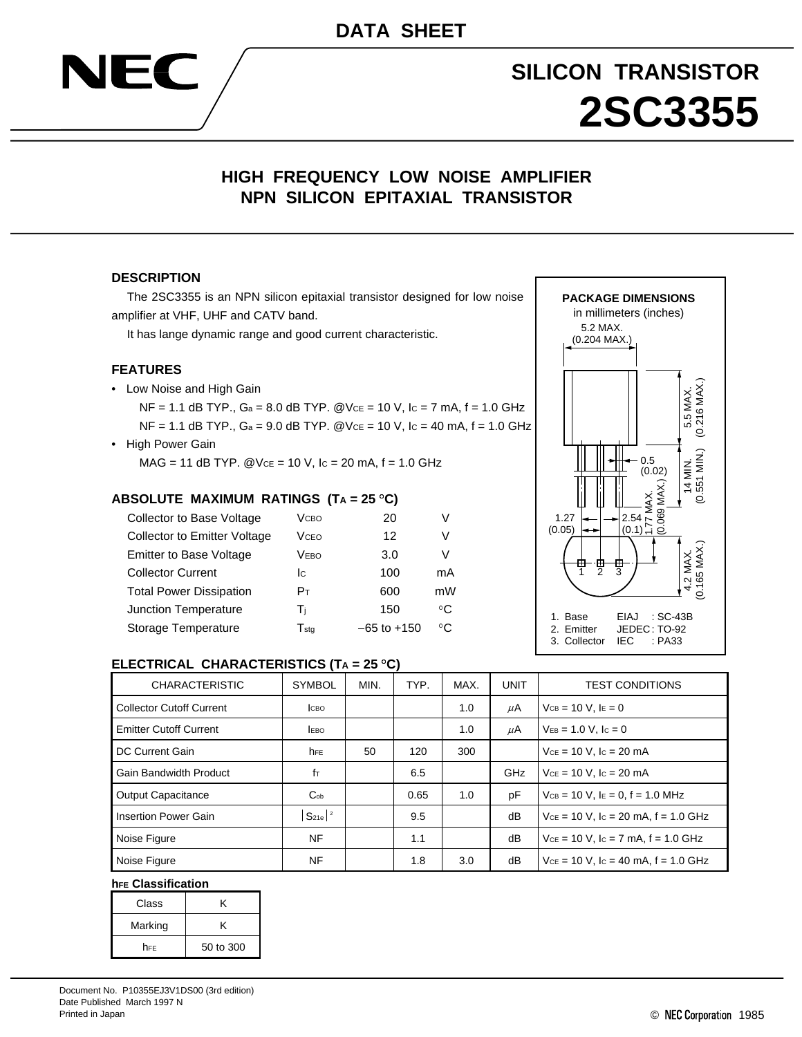DATA SHEET

NEC

# SILICON TRANSISTOR
# 2SC3355

## HIGH FREQUENCY LOW NOISE AMPLIFIER
## NPN SILICON EPITAXIAL TRANSISTOR

### DESCRIPTION

The 2SC3355 is an NPN silicon epitaxial transistor designed for low noise amplifier at VHF, UHF and CATV band.

It has lange dynamic range and good current characteristic.

### FEATURES

- Low Noise and High Gain
  NF = 1.1 dB TYP., $G_a$ = 8.0 dB TYP. @$V_{CE}$ = 10 V, $I_C$ = 7 mA, f = 1.0 GHz
  NF = 1.1 dB TYP., $G_a$ = 9.0 dB TYP. @$V_{CE}$ = 10 V, $I_C$ = 40 mA, f = 1.0 GHz
- High Power Gain
  MAG = 11 dB TYP. @$V_{CE}$ = 10 V, $I_C$ = 20 mA, f = 1.0 GHz

### ABSOLUTE MAXIMUM RATINGS ($T_A$ = 25 °C)

| Parameter | Symbol | Rating | Unit |
|---|---|---|---|
| Collector to Base Voltage | $V_{CBO}$ | 20 | V |
| Collector to Emitter Voltage | $V_{CEO}$ | 12 | V |
| Emitter to Base Voltage | $V_{EBO}$ | 3.0 | V |
| Collector Current | $I_C$ | 100 | mA |
| Total Power Dissipation | $P_T$ | 600 | mW |
| Junction Temperature | $T_j$ | 150 | °C |
| Storage Temperature | $T_{stg}$ | −65 to +150 | °C |

### PACKAGE DIMENSIONS

in millimeters (inches)

5.2 MAX. (0.204 MAX.)
5.5 MAX. (0.216 MAX.)
0.5 (0.02)
14 MIN. (0.551 MIN.)
1.77 MAX. (0.069 MAX.)
1.27 (0.05)
2.54 (0.1)
4.2 MAX. (0.165 MAX.)

1. Base
2. Emitter
3. Collector

EIAJ : SC-43B
JEDEC : TO-92
IEC : PA33

### ELECTRICAL CHARACTERISTICS ($T_A$ = 25 °C)

| CHARACTERISTIC | SYMBOL | MIN. | TYP. | MAX. | UNIT | TEST CONDITIONS |
|---|---|---|---|---|---|---|
| Collector Cutoff Current | $I_{CBO}$ | | | 1.0 | μA | $V_{CB}$ = 10 V, $I_E$ = 0 |
| Emitter Cutoff Current | $I_{EBO}$ | | | 1.0 | μA | $V_{EB}$ = 1.0 V, $I_C$ = 0 |
| DC Current Gain | $h_{FE}$ | 50 | 120 | 300 | | $V_{CE}$ = 10 V, $I_C$ = 20 mA |
| Gain Bandwidth Product | $f_T$ | | 6.5 | | GHz | $V_{CE}$ = 10 V, $I_C$ = 20 mA |
| Output Capacitance | $C_{ob}$ | | 0.65 | 1.0 | pF | $V_{CB}$ = 10 V, $I_E$ = 0, f = 1.0 MHz |
| Insertion Power Gain | $\lvert S_{21e} \rvert^2$ | | 9.5 | | dB | $V_{CE}$ = 10 V, $I_C$ = 20 mA, f = 1.0 GHz |
| Noise Figure | NF | | 1.1 | | dB | $V_{CE}$ = 10 V, $I_C$ = 7 mA, f = 1.0 GHz |
| Noise Figure | NF | | 1.8 | 3.0 | dB | $V_{CE}$ = 10 V, $I_C$ = 40 mA, f = 1.0 GHz |

### $h_{FE}$ Classification

| Class | K |
|---|---|
| Marking | K |
| $h_{FE}$ | 50 to 300 |

Document No. P10355EJ3V1DS00 (3rd edition)
Date Published March 1997 N
Printed in Japan

© NEC Corporation 1985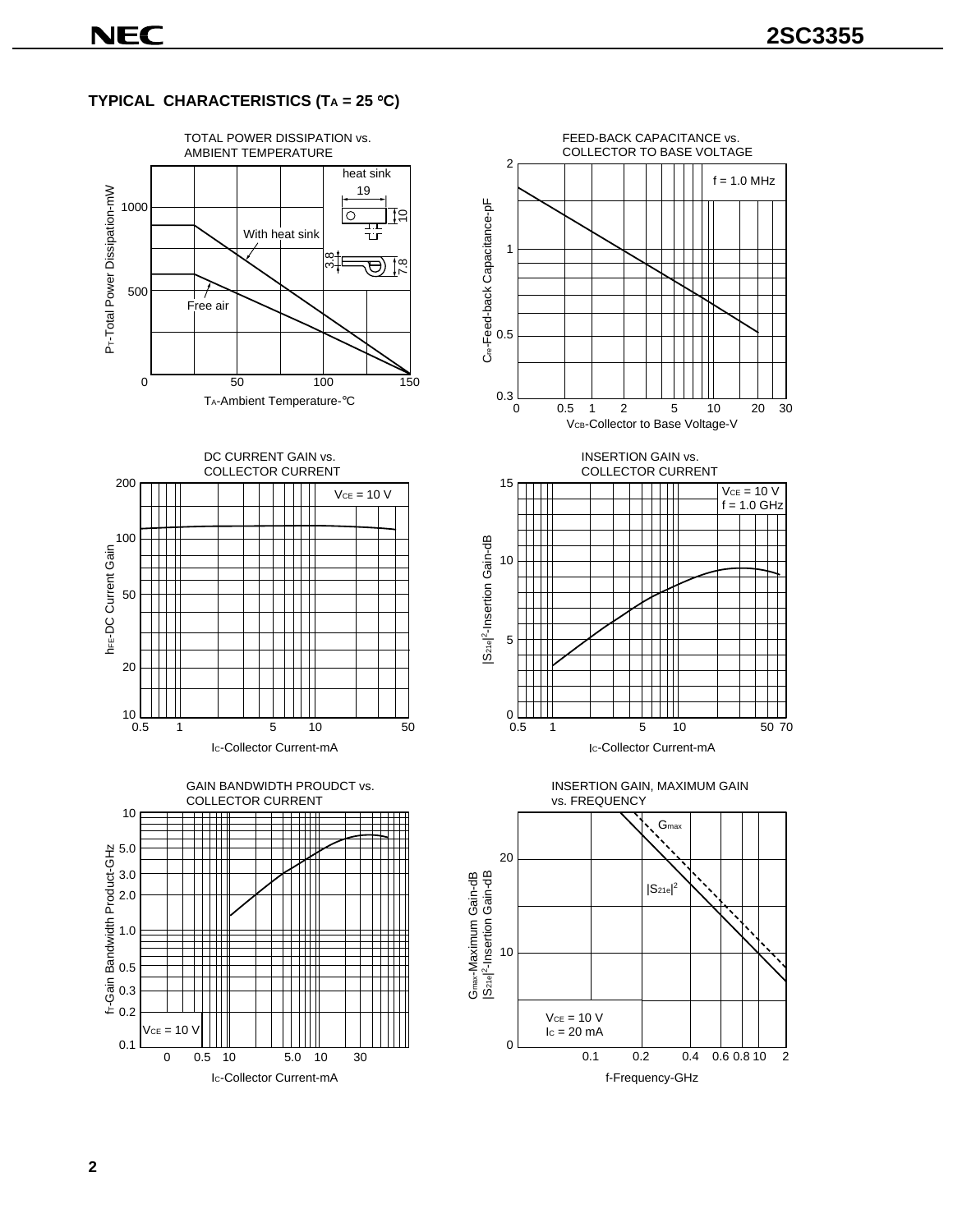## TYPICAL CHARACTERISTICS ($T_A$ = 25 °C)

TOTAL POWER DISSIPATION vs. AMBIENT TEMPERATURE

$P_T$-Total Power Dissipation-mW

$T_A$-Ambient Temperature-°C

heat sink

19

10

3.8

7.8

With heat sink

Free air

FEED-BACK CAPACITANCE vs. COLLECTOR TO BASE VOLTAGE

$C_{re}$-Feed-back Capacitance-pF

$V_{CB}$-Collector to Base Voltage-V

f = 1.0 MHz

DC CURRENT GAIN vs. COLLECTOR CURRENT

$h_{FE}$-DC Current Gain

$I_C$-Collector Current-mA

$V_{CE}$ = 10 V

INSERTION GAIN vs. COLLECTOR CURRENT

$|S_{21e}|^2$-Insertion Gain-dB

$I_C$-Collector Current-mA

$V_{CE}$ = 10 V
f = 1.0 GHz

GAIN BANDWIDTH PROUDCT vs. COLLECTOR CURRENT

$f_T$-Gain Bandwidth Product-GHz

$I_C$-Collector Current-mA

$V_{CE}$ = 10 V

INSERTION GAIN, MAXIMUM GAIN vs. FREQUENCY

$G_{max}$-Maximum Gain-dB
$|S_{21e}|^2$-Insertion Gain-dB

f-Frequency-GHz

$G_{max}$

$|S_{21e}|^2$

$V_{CE}$ = 10 V
$I_C$ = 20 mA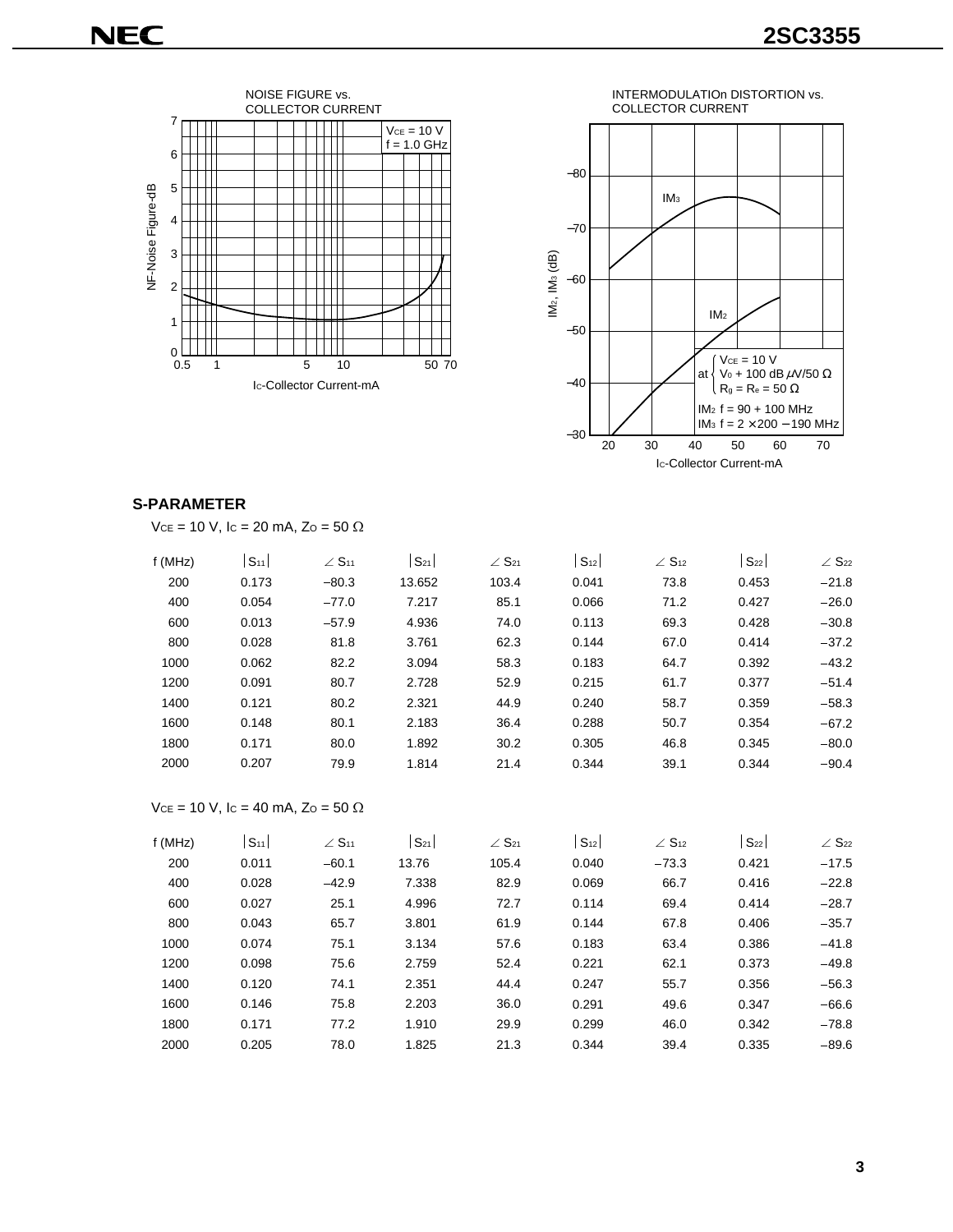NOISE FIGURE vs. COLLECTOR CURRENT

INTERMODULATIOn DISTORTION vs. COLLECTOR CURRENT

## S-PARAMETER

$V_{CE}$ = 10 V, $I_C$ = 20 mA, $Z_O$ = 50 Ω

| f (MHz) | \|S11\| | ∠ S11 | \|S21\| | ∠ S21 | \|S12\| | ∠ S12 | \|S22\| | ∠ S22 |
|---|---|---|---|---|---|---|---|---|
| 200 | 0.173 | −80.3 | 13.652 | 103.4 | 0.041 | 73.8 | 0.453 | −21.8 |
| 400 | 0.054 | −77.0 | 7.217 | 85.1 | 0.066 | 71.2 | 0.427 | −26.0 |
| 600 | 0.013 | −57.9 | 4.936 | 74.0 | 0.113 | 69.3 | 0.428 | −30.8 |
| 800 | 0.028 | 81.8 | 3.761 | 62.3 | 0.144 | 67.0 | 0.414 | −37.2 |
| 1000 | 0.062 | 82.2 | 3.094 | 58.3 | 0.183 | 64.7 | 0.392 | −43.2 |
| 1200 | 0.091 | 80.7 | 2.728 | 52.9 | 0.215 | 61.7 | 0.377 | −51.4 |
| 1400 | 0.121 | 80.2 | 2.321 | 44.9 | 0.240 | 58.7 | 0.359 | −58.3 |
| 1600 | 0.148 | 80.1 | 2.183 | 36.4 | 0.288 | 50.7 | 0.354 | −67.2 |
| 1800 | 0.171 | 80.0 | 1.892 | 30.2 | 0.305 | 46.8 | 0.345 | −80.0 |
| 2000 | 0.207 | 79.9 | 1.814 | 21.4 | 0.344 | 39.1 | 0.344 | −90.4 |

$V_{CE}$ = 10 V, $I_C$ = 40 mA, $Z_O$ = 50 Ω

| f (MHz) | \|S11\| | ∠ S11 | \|S21\| | ∠ S21 | \|S12\| | ∠ S12 | \|S22\| | ∠ S22 |
|---|---|---|---|---|---|---|---|---|
| 200 | 0.011 | −60.1 | 13.76 | 105.4 | 0.040 | −73.3 | 0.421 | −17.5 |
| 400 | 0.028 | −42.9 | 7.338 | 82.9 | 0.069 | 66.7 | 0.416 | −22.8 |
| 600 | 0.027 | 25.1 | 4.996 | 72.7 | 0.114 | 69.4 | 0.414 | −28.7 |
| 800 | 0.043 | 65.7 | 3.801 | 61.9 | 0.144 | 67.8 | 0.406 | −35.7 |
| 1000 | 0.074 | 75.1 | 3.134 | 57.6 | 0.183 | 63.4 | 0.386 | −41.8 |
| 1200 | 0.098 | 75.6 | 2.759 | 52.4 | 0.221 | 62.1 | 0.373 | −49.8 |
| 1400 | 0.120 | 74.1 | 2.351 | 44.4 | 0.247 | 55.7 | 0.356 | −56.3 |
| 1600 | 0.146 | 75.8 | 2.203 | 36.0 | 0.291 | 49.6 | 0.347 | −66.6 |
| 1800 | 0.171 | 77.2 | 1.910 | 29.9 | 0.299 | 46.0 | 0.342 | −78.8 |
| 2000 | 0.205 | 78.0 | 1.825 | 21.3 | 0.344 | 39.4 | 0.335 | −89.6 |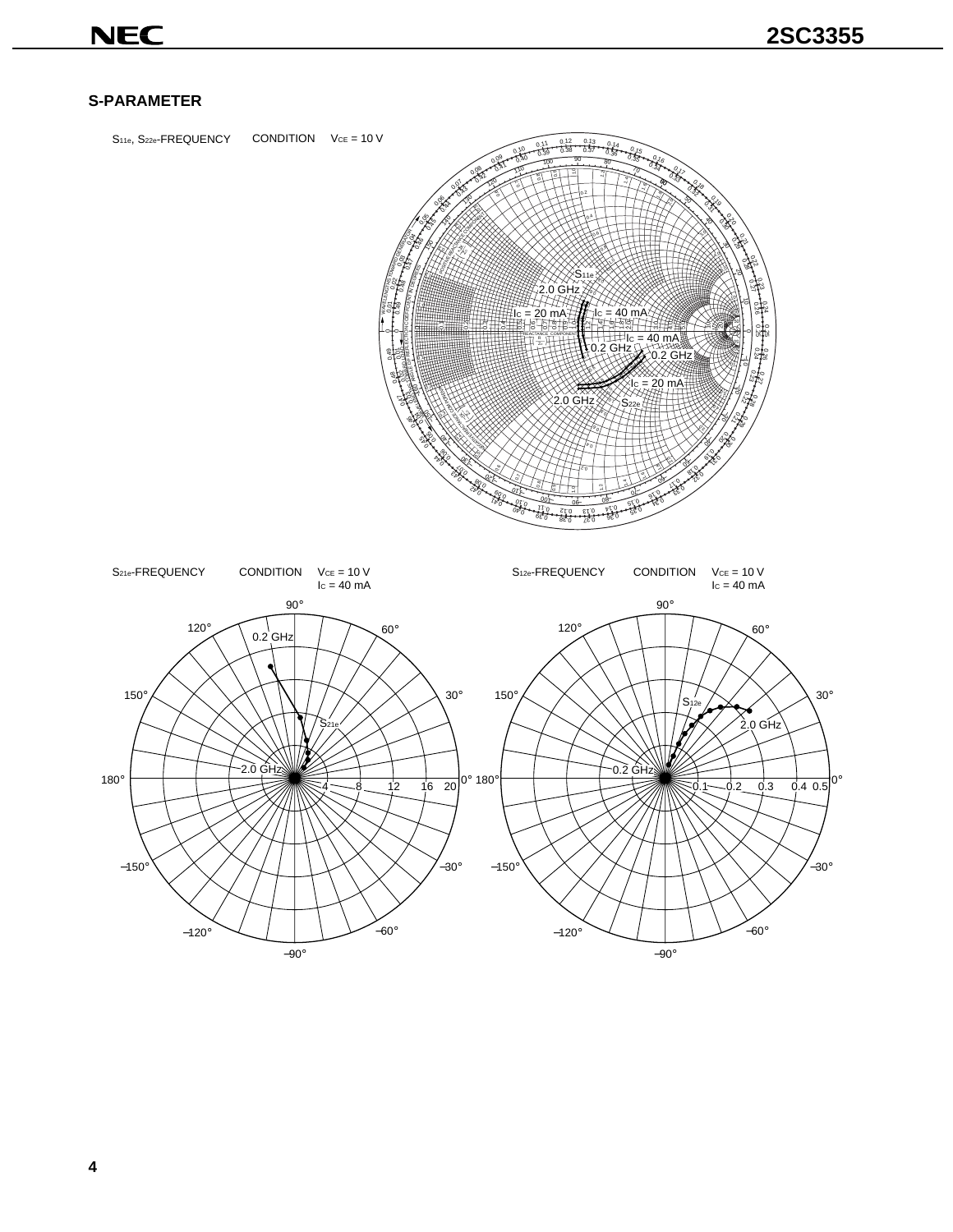## S-PARAMETER

$S_{11e}$, $S_{22e}$-FREQUENCY CONDITION $V_{CE}$ = 10 V

$S_{21e}$-FREQUENCY CONDITION $V_{CE}$ = 10 V, $I_C$ = 40 mA

$S_{12e}$-FREQUENCY CONDITION $V_{CE}$ = 10 V, $I_C$ = 40 mA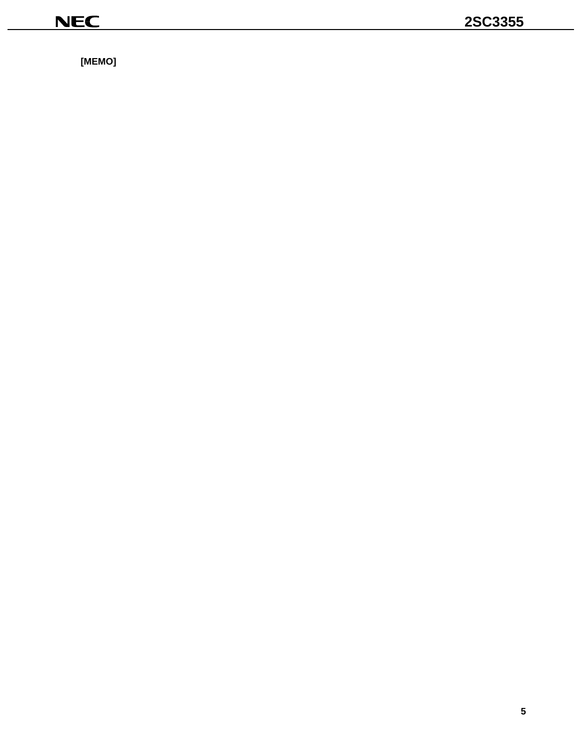[MEMO]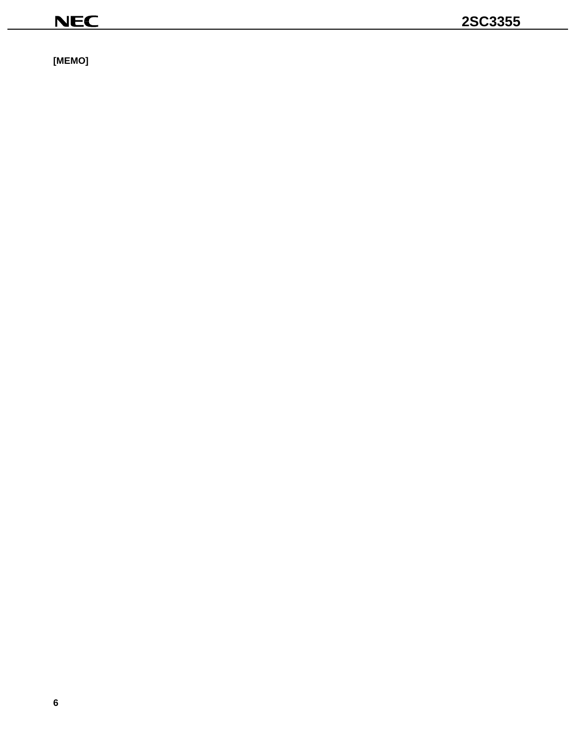[MEMO]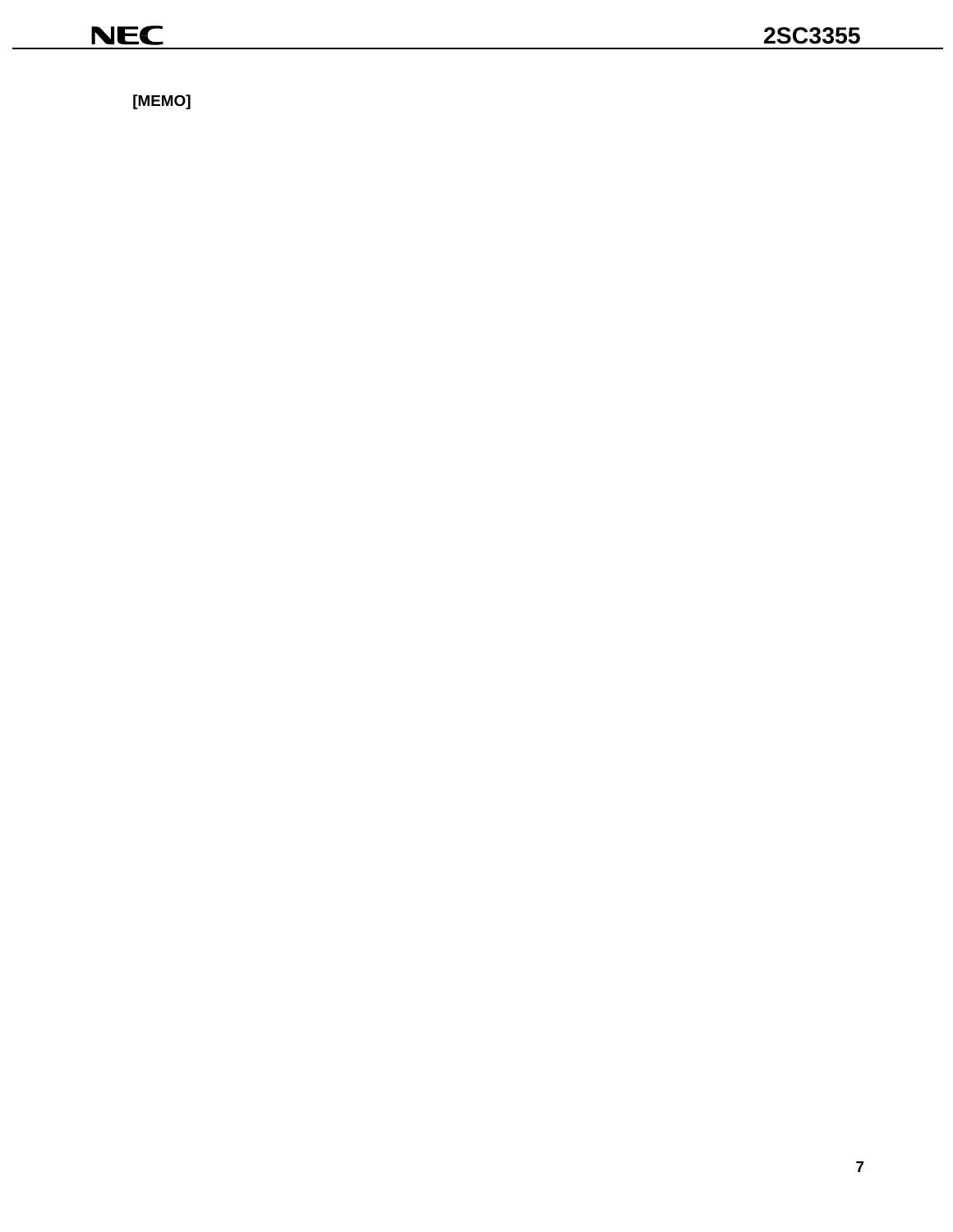[MEMO]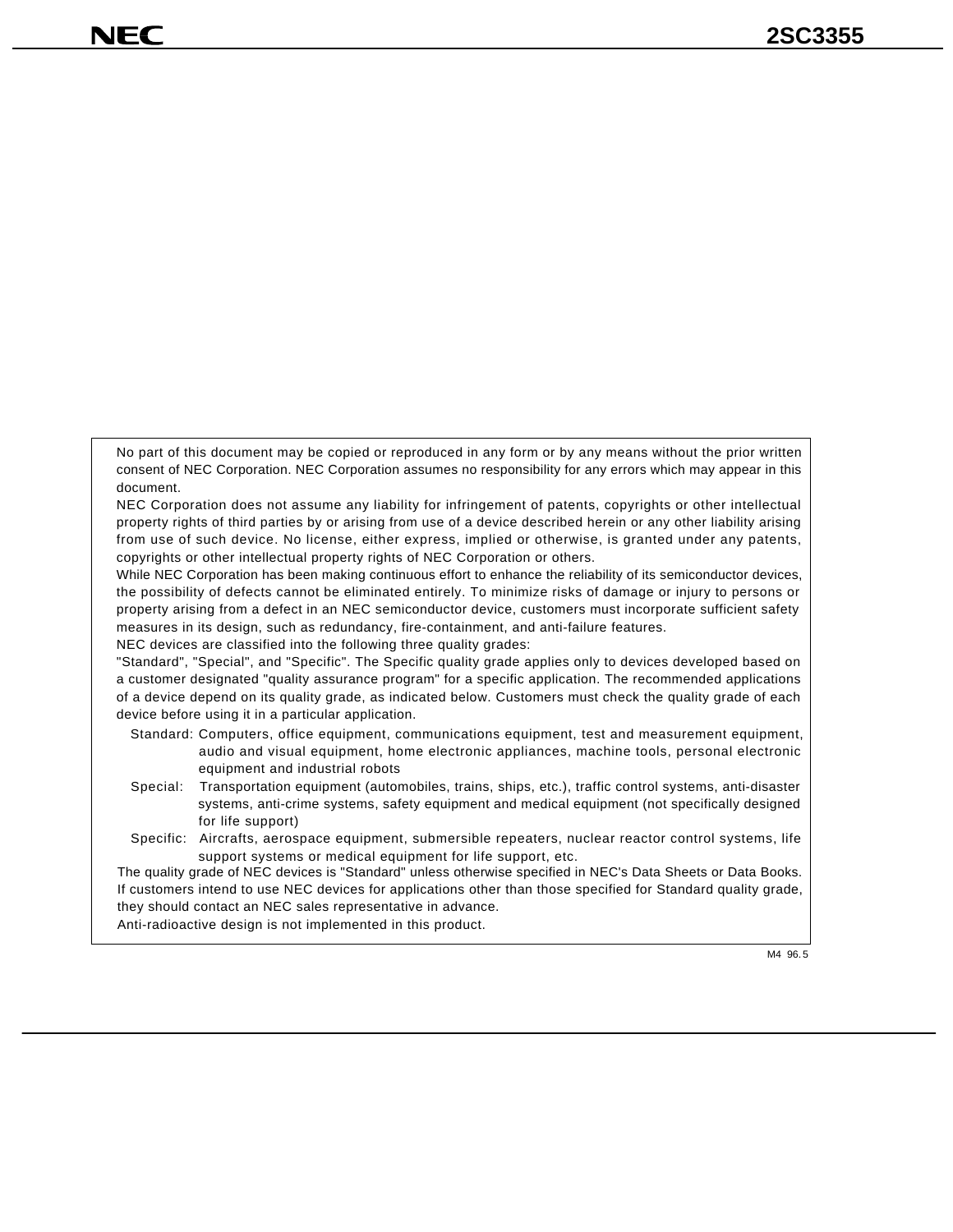No part of this document may be copied or reproduced in any form or by any means without the prior written consent of NEC Corporation. NEC Corporation assumes no responsibility for any errors which may appear in this document.

NEC Corporation does not assume any liability for infringement of patents, copyrights or other intellectual property rights of third parties by or arising from use of a device described herein or any other liability arising from use of such device. No license, either express, implied or otherwise, is granted under any patents, copyrights or other intellectual property rights of NEC Corporation or others.

While NEC Corporation has been making continuous effort to enhance the reliability of its semiconductor devices, the possibility of defects cannot be eliminated entirely. To minimize risks of damage or injury to persons or property arising from a defect in an NEC semiconductor device, customers must incorporate sufficient safety measures in its design, such as redundancy, fire-containment, and anti-failure features.

NEC devices are classified into the following three quality grades:

"Standard", "Special", and "Specific". The Specific quality grade applies only to devices developed based on a customer designated "quality assurance program" for a specific application. The recommended applications of a device depend on its quality grade, as indicated below. Customers must check the quality grade of each device before using it in a particular application.

- Standard: Computers, office equipment, communications equipment, test and measurement equipment, audio and visual equipment, home electronic appliances, machine tools, personal electronic equipment and industrial robots
- Special: Transportation equipment (automobiles, trains, ships, etc.), traffic control systems, anti-disaster systems, anti-crime systems, safety equipment and medical equipment (not specifically designed for life support)
- Specific: Aircrafts, aerospace equipment, submersible repeaters, nuclear reactor control systems, life support systems or medical equipment for life support, etc.

The quality grade of NEC devices is "Standard" unless otherwise specified in NEC's Data Sheets or Data Books. If customers intend to use NEC devices for applications other than those specified for Standard quality grade, they should contact an NEC sales representative in advance.

Anti-radioactive design is not implemented in this product.

M4 96.5